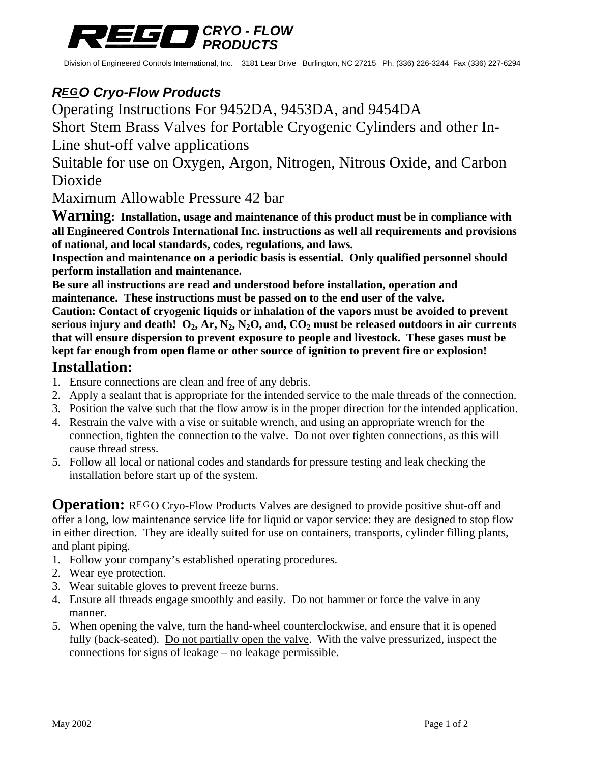**REGO CRYO - FLOW PRODUCTS**

Division of Engineered Controls International, Inc. 3181 Lear Drive Burlington, NC 27215 Ph. (336) 226-3244 Fax (336) 227-6294

### *REGO Cryo-Flow Products*

Operating Instructions For 9452DA, 9453DA, and 9454DA

Short Stem Brass Valves for Portable Cryogenic Cylinders and other In-Line shut-off valve applications

Suitable for use on Oxygen, Argon, Nitrogen, Nitrous Oxide, and Carbon Dioxide

Maximum Allowable Pressure 42 bar

**Warning: Installation, usage and maintenance of this product must be in compliance with all Engineered Controls International Inc. instructions as well all requirements and provisions of national, and local standards, codes, regulations, and laws.**

**Inspection and maintenance on a periodic basis is essential. Only qualified personnel should perform installation and maintenance.**

**Be sure all instructions are read and understood before installation, operation and maintenance. These instructions must be passed on to the end user of the valve.**

**Caution: Contact of cryogenic liquids or inhalation of the vapors must be avoided to prevent serious injury and death! $O_2$, Ar, $N_2$, $N_2O$, and, $CO_2$ must be released outdoors in air currents that will ensure dispersion to prevent exposure to people and livestock. These gases must be kept far enough from open flame or other source of ignition to prevent fire or explosion!**

## Installation:

1. Ensure connections are clean and free of any debris.
2. Apply a sealant that is appropriate for the intended service to the male threads of the connection.
3. Position the valve such that the flow arrow is in the proper direction for the intended application.
4. Restrain the valve with a vise or suitable wrench, and using an appropriate wrench for the connection, tighten the connection to the valve. Do not over tighten connections, as this will cause thread stress.
5. Follow all local or national codes and standards for pressure testing and leak checking the installation before start up of the system.

**Operation:** REGO Cryo-Flow Products Valves are designed to provide positive shut-off and offer a long, low maintenance service life for liquid or vapor service: they are designed to stop flow in either direction. They are ideally suited for use on containers, transports, cylinder filling plants, and plant piping.

1. Follow your company's established operating procedures.
2. Wear eye protection.
3. Wear suitable gloves to prevent freeze burns.
4. Ensure all threads engage smoothly and easily. Do not hammer or force the valve in any manner.
5. When opening the valve, turn the hand-wheel counterclockwise, and ensure that it is opened fully (back-seated). Do not partially open the valve. With the valve pressurized, inspect the connections for signs of leakage – no leakage permissible.

May 2002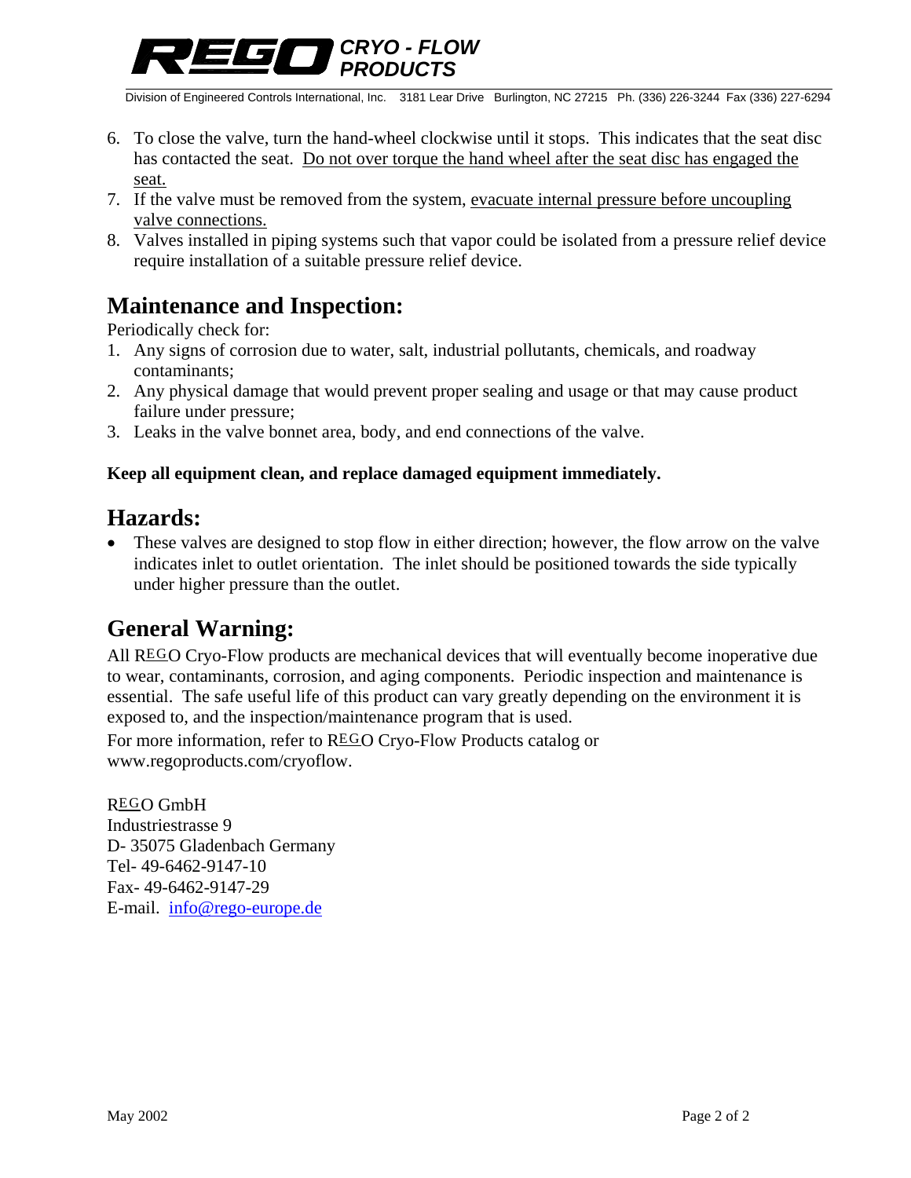6. To close the valve, turn the hand-wheel clockwise until it stops. This indicates that the seat disc has contacted the seat. Do not over torque the hand wheel after the seat disc has engaged the seat.
7. If the valve must be removed from the system, evacuate internal pressure before uncoupling valve connections.
8. Valves installed in piping systems such that vapor could be isolated from a pressure relief device require installation of a suitable pressure relief device.

## Maintenance and Inspection:

Periodically check for:

1. Any signs of corrosion due to water, salt, industrial pollutants, chemicals, and roadway contaminants;
2. Any physical damage that would prevent proper sealing and usage or that may cause product failure under pressure;
3. Leaks in the valve bonnet area, body, and end connections of the valve.

**Keep all equipment clean, and replace damaged equipment immediately.**

## Hazards:

- These valves are designed to stop flow in either direction; however, the flow arrow on the valve indicates inlet to outlet orientation. The inlet should be positioned towards the side typically under higher pressure than the outlet.

## General Warning:

All REGO Cryo-Flow products are mechanical devices that will eventually become inoperative due to wear, contaminants, corrosion, and aging components. Periodic inspection and maintenance is essential. The safe useful life of this product can vary greatly depending on the environment it is exposed to, and the inspection/maintenance program that is used.

For more information, refer to REGO Cryo-Flow Products catalog or www.regoproducts.com/cryoflow.

REGO GmbH
Industriestrasse 9
D- 35075 Gladenbach Germany
Tel- 49-6462-9147-10
Fax- 49-6462-9147-29
E-mail. info@rego-europe.de

May 2002